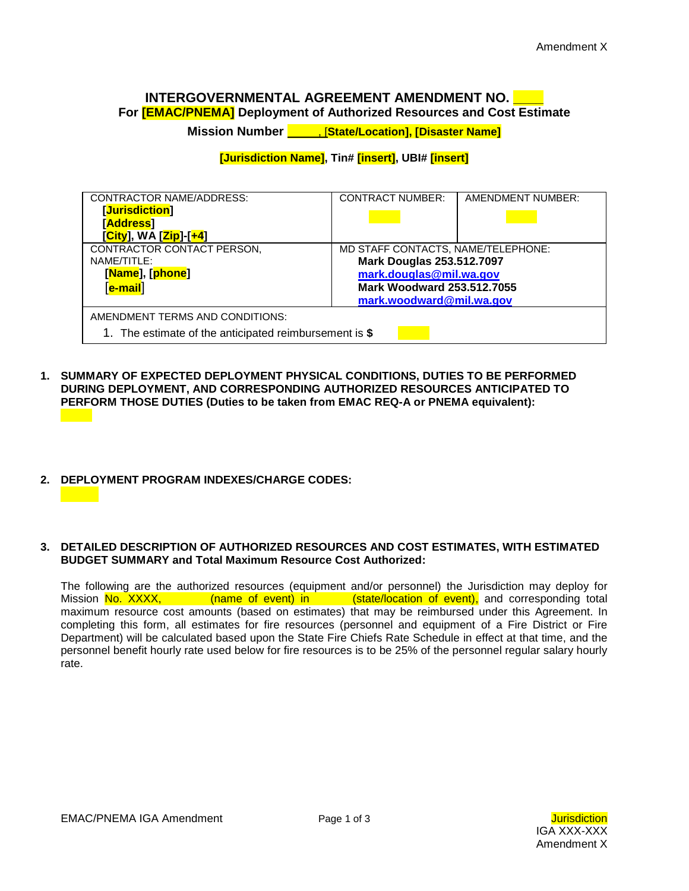# INTERGOVERNMENTAL AGREEMENT AMENDMENT NO. ____
## For [EMAC/PNEMA] Deployment of Authorized Resources and Cost Estimate
### Mission Number _____, [State/Location], [Disaster Name]

**[Jurisdiction Name], Tin# [insert], UBI# [insert]**

| CONTRACTOR NAME/ADDRESS: **[Jurisdiction]** **[Address]** **[City], WA [Zip]-[+4]** | CONTRACT NUMBER: | AMENDMENT NUMBER: |
|---|---|---|
| CONTRACTOR CONTACT PERSON, NAME/TITLE: **[Name], [phone]** **[e-mail]** | MD STAFF CONTACTS, NAME/TELEPHONE: **Mark Douglas 253.512.7097** **mark.douglas@mil.wa.gov** **Mark Woodward 253.512.7055** **mark.woodward@mil.wa.gov** | |
| AMENDMENT TERMS AND CONDITIONS: 1. The estimate of the anticipated reimbursement is **$** | | |

1. **SUMMARY OF EXPECTED DEPLOYMENT PHYSICAL CONDITIONS, DUTIES TO BE PERFORMED DURING DEPLOYMENT, AND CORRESPONDING AUTHORIZED RESOURCES ANTICIPATED TO PERFORM THOSE DUTIES (Duties to be taken from EMAC REQ-A or PNEMA equivalent):**

2. **DEPLOYMENT PROGRAM INDEXES/CHARGE CODES:**

3. **DETAILED DESCRIPTION OF AUTHORIZED RESOURCES AND COST ESTIMATES, WITH ESTIMATED BUDGET SUMMARY and Total Maximum Resource Cost Authorized:**

The following are the authorized resources (equipment and/or personnel) the Jurisdiction may deploy for Mission No. XXXX, (name of event) in (state/location of event), and corresponding total maximum resource cost amounts (based on estimates) that may be reimbursed under this Agreement. In completing this form, all estimates for fire resources (personnel and equipment of a Fire District or Fire Department) will be calculated based upon the State Fire Chiefs Rate Schedule in effect at that time, and the personnel benefit hourly rate used below for fire resources is to be 25% of the personnel regular salary hourly rate.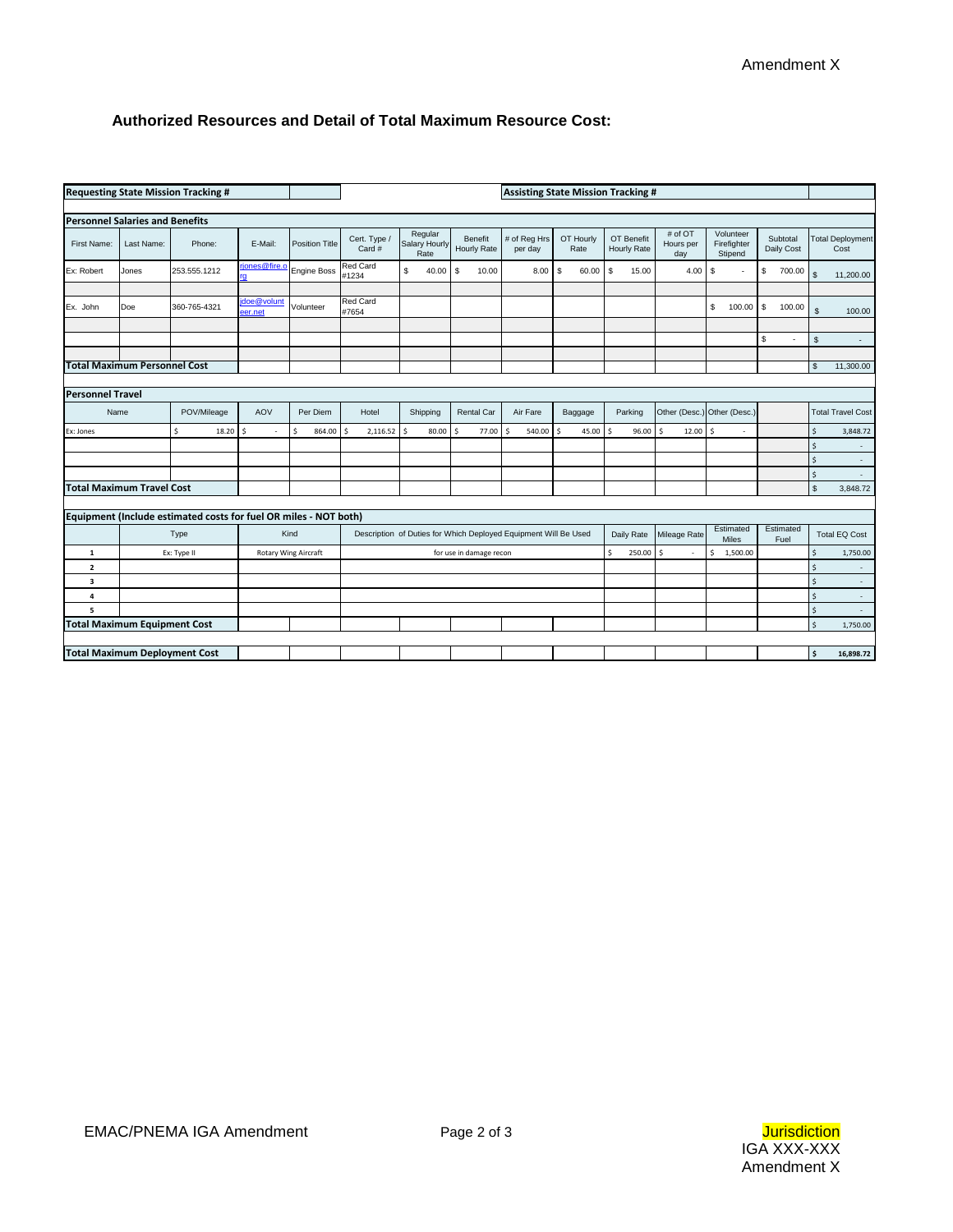Amendment X

## Authorized Resources and Detail of Total Maximum Resource Cost:

| **Requesting State Mission Tracking #** | | | | | | | | | **Assisting State Mission Tracking #** | | | | | |
|---|---|---|---|---|---|---|---|---|---|---|---|---|---|---|
| **Personnel Salaries and Benefits** | | | | | | | | | | | | | | |
| First Name: | Last Name: | Phone: | E-Mail: | Position Title | Cert. Type / Card # | Regular Salary Hourly Rate | Benefit Hourly Rate | # of Reg Hrs per day | OT Hourly Rate | OT Benefit Hourly Rate | # of OT Hours per day | Volunteer Firefighter Stipend | Subtotal Daily Cost | Total Deployment Cost |
| Ex: Robert | Jones | 253.555.1212 | rjones@fire.org | Engine Boss | Red Card #1234 | $ 40.00 | $ 10.00 | 8.00 | $ 60.00 | $ 15.00 | 4.00 | $ - | $ 700.00 | $ 11,200.00 |
| | | | | | | | | | | | | | | |
| Ex. John | Doe | 360-765-4321 | jdoe@volunteer.net | Volunteer | Red Card #7654 | | | | | | | $ 100.00 | $ 100.00 | $ 100.00 |
| | | | | | | | | | | | | | | |
| | | | | | | | | | | | | | $ - | $ - |
| | | | | | | | | | | | | | | |
| **Total Maximum Personnel Cost** | | | | | | | | | | | | | | $ 11,300.00 |

| **Personnel Travel** | | | | | | | | | | | | | |
|---|---|---|---|---|---|---|---|---|---|---|---|---|---|
| Name | POV/Mileage | AOV | Per Diem | Hotel | Shipping | Rental Car | Air Fare | Baggage | Parking | Other (Desc.) | Other (Desc.) | | Total Travel Cost |
| Ex: Jones | $ 18.20 | $ - | $ 864.00 | $ 2,116.52 | $ 80.00 | $ 77.00 | $ 540.00 | $ 45.00 | $ 96.00 | $ 12.00 | $ - | | $ 3,848.72 |
| | | | | | | | | | | | | | $ - |
| | | | | | | | | | | | | | $ - |
| | | | | | | | | | | | | | $ - |
| **Total Maximum Travel Cost** | | | | | | | | | | | | | $ 3,848.72 |

| **Equipment (Include estimated costs for fuel OR miles - NOT both)** | | | | | | | | |
|---|---|---|---|---|---|---|---|---|
| | Type | Kind | Description of Duties for Which Deployed Equipment Will Be Used | Daily Rate | Mileage Rate | Estimated Miles | Estimated Fuel | Total EQ Cost |
| 1 | Ex: Type II | Rotary Wing Aircraft | for use in damage recon | $ 250.00 | $ - | $ 1,500.00 | | $ 1,750.00 |
| 2 | | | | | | | | $ - |
| 3 | | | | | | | | $ - |
| 4 | | | | | | | | $ - |
| 5 | | | | | | | | $ - |
| **Total Maximum Equipment Cost** | | | | | | | | $ 1,750.00 |
| | | | | | | | | |
| **Total Maximum Deployment Cost** | | | | | | | | **$ 16,898.72** |

EMAC/PNEMA IGA Amendment

Jurisdiction
IGA XXX-XXX
Amendment X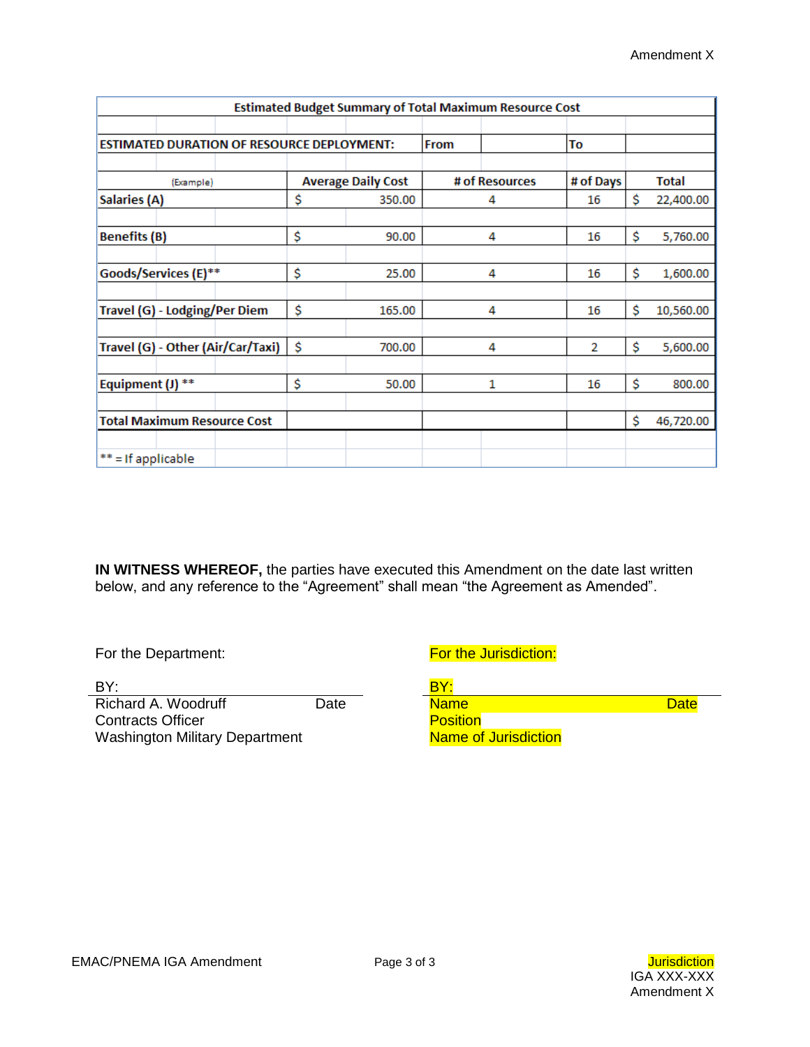| Estimated Budget Summary of Total Maximum Resource Cost | | | | |
|---|---|---|---|---|
| ESTIMATED DURATION OF RESOURCE DEPLOYMENT: | From | | To | |
| (Example) | Average Daily Cost | # of Resources | # of Days | Total |
| Salaries (A) | $ 350.00 | 4 | 16 | $ 22,400.00 |
| Benefits (B) | $ 90.00 | 4 | 16 | $ 5,760.00 |
| Goods/Services (E)** | $ 25.00 | 4 | 16 | $ 1,600.00 |
| Travel (G) - Lodging/Per Diem | $ 165.00 | 4 | 16 | $ 10,560.00 |
| Travel (G) - Other (Air/Car/Taxi) | $ 700.00 | 4 | 2 | $ 5,600.00 |
| Equipment (J) ** | $ 50.00 | 1 | 16 | $ 800.00 |
| Total Maximum Resource Cost | | | | $ 46,720.00 |
| ** = If applicable | | | | |

**IN WITNESS WHEREOF,** the parties have executed this Amendment on the date last written below, and any reference to the "Agreement" shall mean "the Agreement as Amended".

| For the Department: | | For the Jurisdiction: | |
|---|---|---|---|
| BY: | | BY: | |
| Richard A. Woodruff | Date | Name | Date |
| Contracts Officer | | Position | |
| Washington Military Department | | Name of Jurisdiction | |

EMAC/PNEMA IGA Amendment

Jurisdiction
IGA XXX-XXX
Amendment X